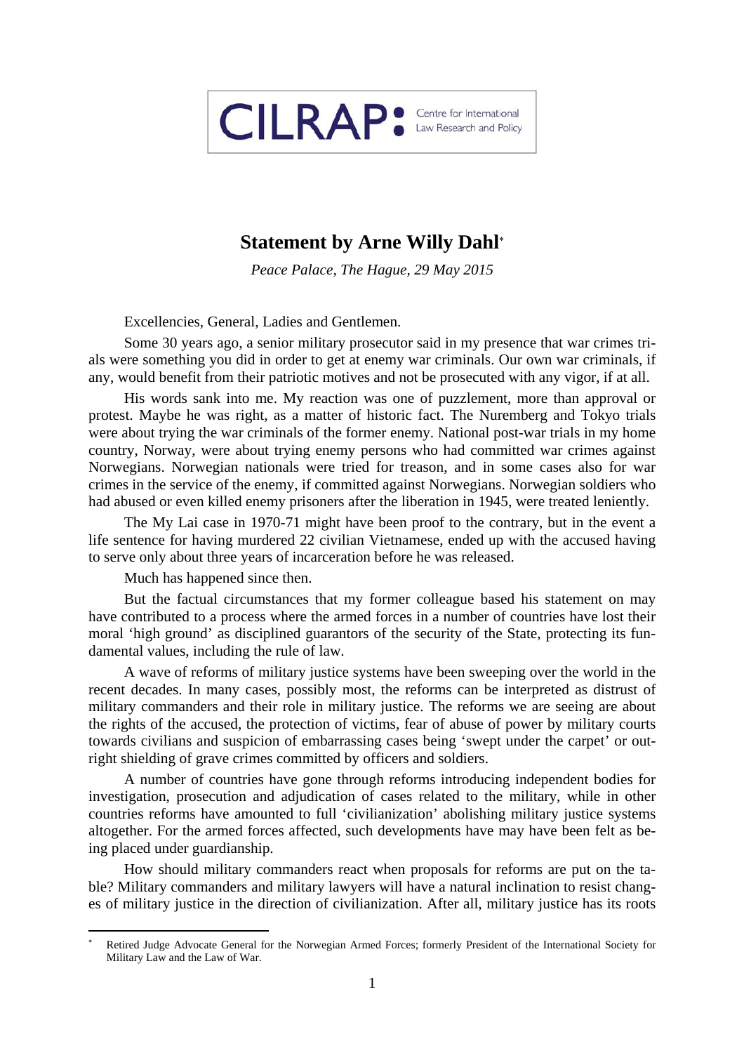CILRAP: Centre for International Law Research and Policy

# Statement by Arne Willy Dahl*

*Peace Palace, The Hague, 29 May 2015*

Excellencies, General, Ladies and Gentlemen.

Some 30 years ago, a senior military prosecutor said in my presence that war crimes trials were something you did in order to get at enemy war criminals. Our own war criminals, if any, would benefit from their patriotic motives and not be prosecuted with any vigor, if at all.

His words sank into me. My reaction was one of puzzlement, more than approval or protest. Maybe he was right, as a matter of historic fact. The Nuremberg and Tokyo trials were about trying the war criminals of the former enemy. National post-war trials in my home country, Norway, were about trying enemy persons who had committed war crimes against Norwegians. Norwegian nationals were tried for treason, and in some cases also for war crimes in the service of the enemy, if committed against Norwegians. Norwegian soldiers who had abused or even killed enemy prisoners after the liberation in 1945, were treated leniently.

The My Lai case in 1970-71 might have been proof to the contrary, but in the event a life sentence for having murdered 22 civilian Vietnamese, ended up with the accused having to serve only about three years of incarceration before he was released.

Much has happened since then.

But the factual circumstances that my former colleague based his statement on may have contributed to a process where the armed forces in a number of countries have lost their moral 'high ground' as disciplined guarantors of the security of the State, protecting its fundamental values, including the rule of law.

A wave of reforms of military justice systems have been sweeping over the world in the recent decades. In many cases, possibly most, the reforms can be interpreted as distrust of military commanders and their role in military justice. The reforms we are seeing are about the rights of the accused, the protection of victims, fear of abuse of power by military courts towards civilians and suspicion of embarrassing cases being 'swept under the carpet' or outright shielding of grave crimes committed by officers and soldiers.

A number of countries have gone through reforms introducing independent bodies for investigation, prosecution and adjudication of cases related to the military, while in other countries reforms have amounted to full 'civilianization' abolishing military justice systems altogether. For the armed forces affected, such developments have may have been felt as being placed under guardianship.

How should military commanders react when proposals for reforms are put on the table? Military commanders and military lawyers will have a natural inclination to resist changes of military justice in the direction of civilianization. After all, military justice has its roots

---

* Retired Judge Advocate General for the Norwegian Armed Forces; formerly President of the International Society for Military Law and the Law of War.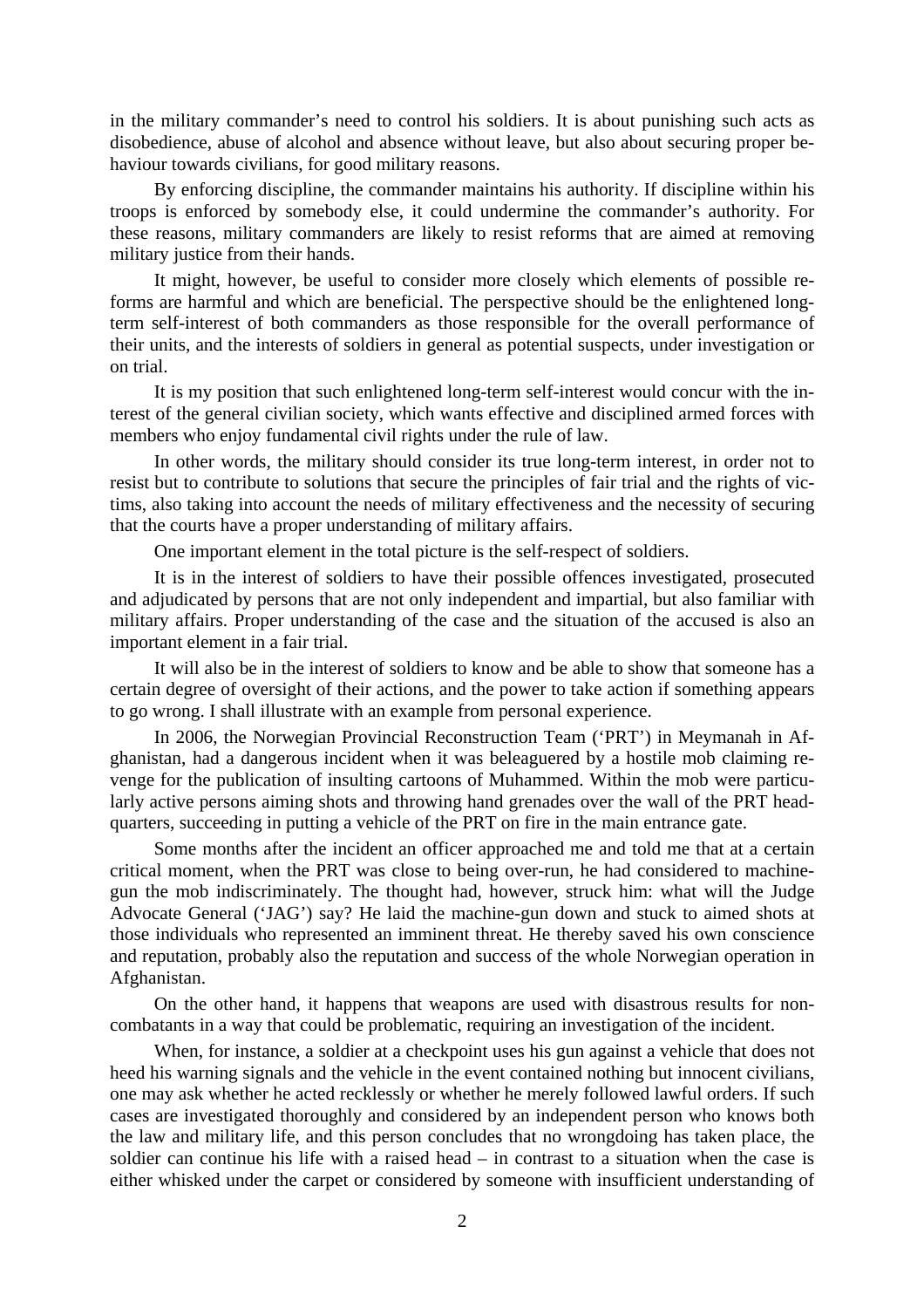in the military commander's need to control his soldiers. It is about punishing such acts as disobedience, abuse of alcohol and absence without leave, but also about securing proper behaviour towards civilians, for good military reasons.

By enforcing discipline, the commander maintains his authority. If discipline within his troops is enforced by somebody else, it could undermine the commander's authority. For these reasons, military commanders are likely to resist reforms that are aimed at removing military justice from their hands.

It might, however, be useful to consider more closely which elements of possible reforms are harmful and which are beneficial. The perspective should be the enlightened long-term self-interest of both commanders as those responsible for the overall performance of their units, and the interests of soldiers in general as potential suspects, under investigation or on trial.

It is my position that such enlightened long-term self-interest would concur with the interest of the general civilian society, which wants effective and disciplined armed forces with members who enjoy fundamental civil rights under the rule of law.

In other words, the military should consider its true long-term interest, in order not to resist but to contribute to solutions that secure the principles of fair trial and the rights of victims, also taking into account the needs of military effectiveness and the necessity of securing that the courts have a proper understanding of military affairs.

One important element in the total picture is the self-respect of soldiers.

It is in the interest of soldiers to have their possible offences investigated, prosecuted and adjudicated by persons that are not only independent and impartial, but also familiar with military affairs. Proper understanding of the case and the situation of the accused is also an important element in a fair trial.

It will also be in the interest of soldiers to know and be able to show that someone has a certain degree of oversight of their actions, and the power to take action if something appears to go wrong. I shall illustrate with an example from personal experience.

In 2006, the Norwegian Provincial Reconstruction Team ('PRT') in Meymanah in Afghanistan, had a dangerous incident when it was beleaguered by a hostile mob claiming revenge for the publication of insulting cartoons of Muhammed. Within the mob were particularly active persons aiming shots and throwing hand grenades over the wall of the PRT headquarters, succeeding in putting a vehicle of the PRT on fire in the main entrance gate.

Some months after the incident an officer approached me and told me that at a certain critical moment, when the PRT was close to being over-run, he had considered to machine-gun the mob indiscriminately. The thought had, however, struck him: what will the Judge Advocate General ('JAG') say? He laid the machine-gun down and stuck to aimed shots at those individuals who represented an imminent threat. He thereby saved his own conscience and reputation, probably also the reputation and success of the whole Norwegian operation in Afghanistan.

On the other hand, it happens that weapons are used with disastrous results for non-combatants in a way that could be problematic, requiring an investigation of the incident.

When, for instance, a soldier at a checkpoint uses his gun against a vehicle that does not heed his warning signals and the vehicle in the event contained nothing but innocent civilians, one may ask whether he acted recklessly or whether he merely followed lawful orders. If such cases are investigated thoroughly and considered by an independent person who knows both the law and military life, and this person concludes that no wrongdoing has taken place, the soldier can continue his life with a raised head – in contrast to a situation when the case is either whisked under the carpet or considered by someone with insufficient understanding of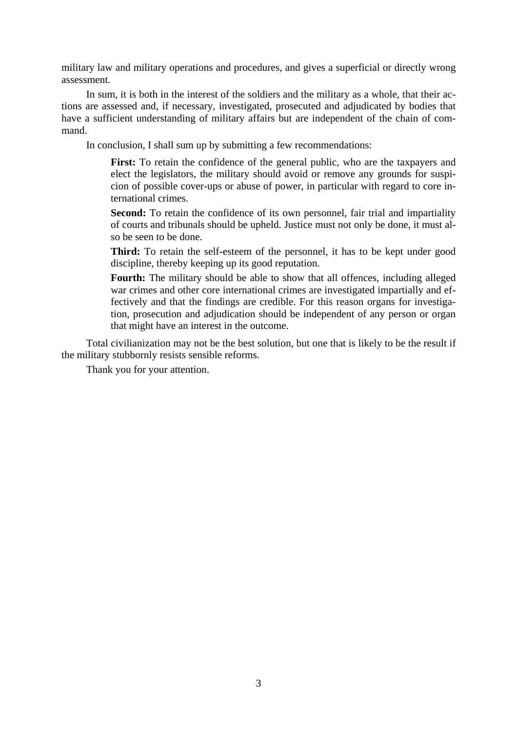military law and military operations and procedures, and gives a superficial or directly wrong assessment.

In sum, it is both in the interest of the soldiers and the military as a whole, that their actions are assessed and, if necessary, investigated, prosecuted and adjudicated by bodies that have a sufficient understanding of military affairs but are independent of the chain of command.

In conclusion, I shall sum up by submitting a few recommendations:

> **First:** To retain the confidence of the general public, who are the taxpayers and elect the legislators, the military should avoid or remove any grounds for suspicion of possible cover-ups or abuse of power, in particular with regard to core international crimes.
>
> **Second:** To retain the confidence of its own personnel, fair trial and impartiality of courts and tribunals should be upheld. Justice must not only be done, it must also be seen to be done.
>
> **Third:** To retain the self-esteem of the personnel, it has to be kept under good discipline, thereby keeping up its good reputation.
>
> **Fourth:** The military should be able to show that all offences, including alleged war crimes and other core international crimes are investigated impartially and effectively and that the findings are credible. For this reason organs for investigation, prosecution and adjudication should be independent of any person or organ that might have an interest in the outcome.

Total civilianization may not be the best solution, but one that is likely to be the result if the military stubbornly resists sensible reforms.

Thank you for your attention.